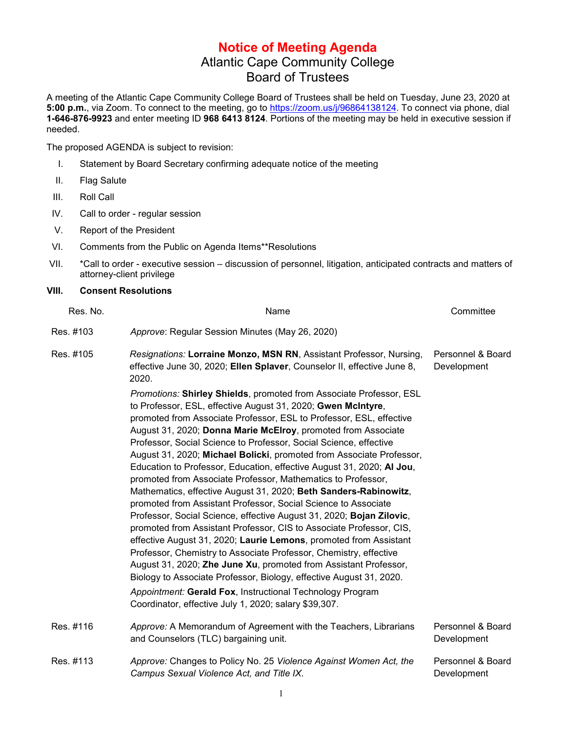# Notice of Meeting Agenda

## Atlantic Cape Community College
## Board of Trustees

A meeting of the Atlantic Cape Community College Board of Trustees shall be held on Tuesday, June 23, 2020 at **5:00 p.m.**, via Zoom. To connect to the meeting, go to https://zoom.us/j/96864138124. To connect via phone, dial **1-646-876-9923** and enter meeting ID **968 6413 8124**. Portions of the meeting may be held in executive session if needed.

The proposed AGENDA is subject to revision:

I. Statement by Board Secretary confirming adequate notice of the meeting

II. Flag Salute

III. Roll Call

IV. Call to order - regular session

V. Report of the President

VI. Comments from the Public on Agenda Items**Resolutions

VII. *Call to order - executive session – discussion of personnel, litigation, anticipated contracts and matters of attorney-client privilege

**VIII. Consent Resolutions**

| Res. No. | Name | Committee |
|---|---|---|
| Res. #103 | *Approve*: Regular Session Minutes (May 26, 2020) | |
| Res. #105 | *Resignations:* **Lorraine Monzo, MSN RN**, Assistant Professor, Nursing, effective June 30, 2020; **Ellen Splaver**, Counselor II, effective June 8, 2020.<br><br>*Promotions:* **Shirley Shields**, promoted from Associate Professor, ESL to Professor, ESL, effective August 31, 2020; **Gwen McIntyre**, promoted from Associate Professor, ESL to Professor, ESL, effective August 31, 2020; **Donna Marie McElroy**, promoted from Associate Professor, Social Science to Professor, Social Science, effective August 31, 2020; **Michael Bolicki**, promoted from Associate Professor, Education to Professor, Education, effective August 31, 2020; **Al Jou**, promoted from Associate Professor, Mathematics to Professor, Mathematics, effective August 31, 2020; **Beth Sanders-Rabinowitz**, promoted from Assistant Professor, Social Science to Associate Professor, Social Science, effective August 31, 2020; **Bojan Zilovic**, promoted from Assistant Professor, CIS to Associate Professor, CIS, effective August 31, 2020; **Laurie Lemons**, promoted from Assistant Professor, Chemistry to Associate Professor, Chemistry, effective August 31, 2020; **Zhe June Xu**, promoted from Assistant Professor, Biology to Associate Professor, Biology, effective August 31, 2020.<br><br>*Appointment:* **Gerald Fox**, Instructional Technology Program Coordinator, effective July 1, 2020; salary $39,307. | Personnel & Board Development |
| Res. #116 | *Approve:* A Memorandum of Agreement with the Teachers, Librarians and Counselors (TLC) bargaining unit. | Personnel & Board Development |
| Res. #113 | *Approve:* Changes to Policy No. 25 *Violence Against Women Act, the Campus Sexual Violence Act, and Title IX*. | Personnel & Board Development |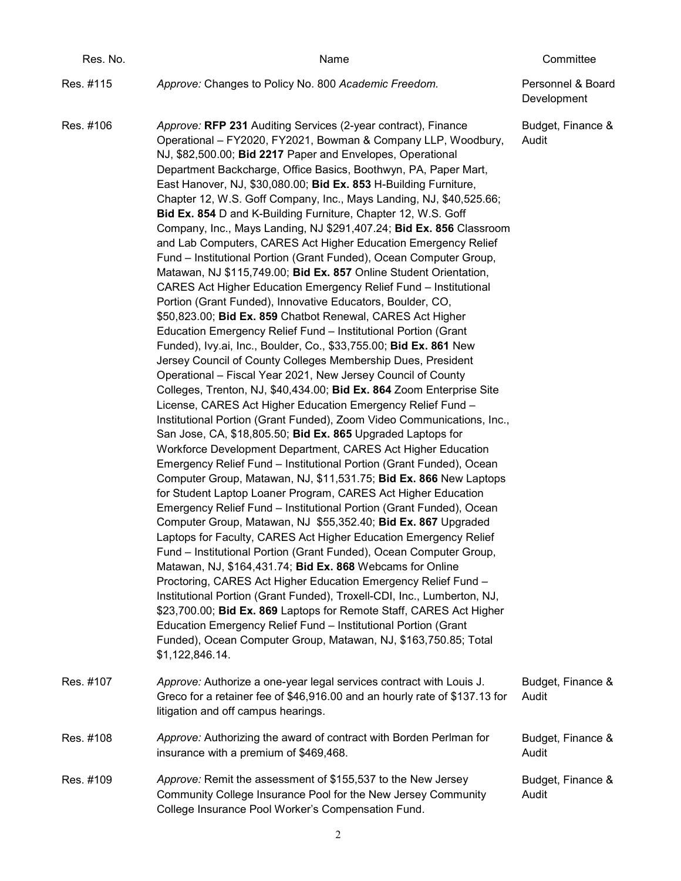| Res. No. | Name | Committee |
|---|---|---|
| Res. #115 | *Approve:* Changes to Policy No. 800 *Academic Freedom.* | Personnel & Board Development |
| Res. #106 | *Approve:* **RFP 231** Auditing Services (2-year contract), Finance Operational – FY2020, FY2021, Bowman & Company LLP, Woodbury, NJ, $82,500.00; **Bid 2217** Paper and Envelopes, Operational Department Backcharge, Office Basics, Boothwyn, PA, Paper Mart, East Hanover, NJ, $30,080.00; **Bid Ex. 853** H-Building Furniture, Chapter 12, W.S. Goff Company, Inc., Mays Landing, NJ, $40,525.66; **Bid Ex. 854** D and K-Building Furniture, Chapter 12, W.S. Goff Company, Inc., Mays Landing, NJ $291,407.24; **Bid Ex. 856** Classroom and Lab Computers, CARES Act Higher Education Emergency Relief Fund – Institutional Portion (Grant Funded), Ocean Computer Group, Matawan, NJ $115,749.00; **Bid Ex. 857** Online Student Orientation, CARES Act Higher Education Emergency Relief Fund – Institutional Portion (Grant Funded), Innovative Educators, Boulder, CO, $50,823.00; **Bid Ex. 859** Chatbot Renewal, CARES Act Higher Education Emergency Relief Fund – Institutional Portion (Grant Funded), Ivy.ai, Inc., Boulder, Co., $33,755.00; **Bid Ex. 861** New Jersey Council of County Colleges Membership Dues, President Operational – Fiscal Year 2021, New Jersey Council of County Colleges, Trenton, NJ, $40,434.00; **Bid Ex. 864** Zoom Enterprise Site License, CARES Act Higher Education Emergency Relief Fund – Institutional Portion (Grant Funded), Zoom Video Communications, Inc., San Jose, CA, $18,805.50; **Bid Ex. 865** Upgraded Laptops for Workforce Development Department, CARES Act Higher Education Emergency Relief Fund – Institutional Portion (Grant Funded), Ocean Computer Group, Matawan, NJ, $11,531.75; **Bid Ex. 866** New Laptops for Student Laptop Loaner Program, CARES Act Higher Education Emergency Relief Fund – Institutional Portion (Grant Funded), Ocean Computer Group, Matawan, NJ $55,352.40; **Bid Ex. 867** Upgraded Laptops for Faculty, CARES Act Higher Education Emergency Relief Fund – Institutional Portion (Grant Funded), Ocean Computer Group, Matawan, NJ, $164,431.74; **Bid Ex. 868** Webcams for Online Proctoring, CARES Act Higher Education Emergency Relief Fund – Institutional Portion (Grant Funded), Troxell-CDI, Inc., Lumberton, NJ, $23,700.00; **Bid Ex. 869** Laptops for Remote Staff, CARES Act Higher Education Emergency Relief Fund – Institutional Portion (Grant Funded), Ocean Computer Group, Matawan, NJ, $163,750.85; Total $1,122,846.14. | Budget, Finance & Audit |
| Res. #107 | *Approve:* Authorize a one-year legal services contract with Louis J. Greco for a retainer fee of $46,916.00 and an hourly rate of $137.13 for litigation and off campus hearings. | Budget, Finance & Audit |
| Res. #108 | *Approve:* Authorizing the award of contract with Borden Perlman for insurance with a premium of $469,468. | Budget, Finance & Audit |
| Res. #109 | *Approve:* Remit the assessment of $155,537 to the New Jersey Community College Insurance Pool for the New Jersey Community College Insurance Pool Worker's Compensation Fund. | Budget, Finance & Audit |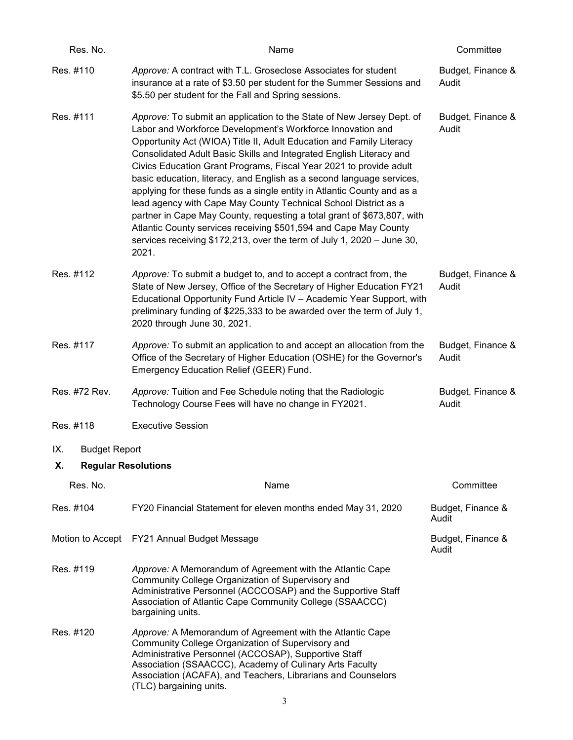| Res. No. | Name | Committee |
|---|---|---|
| Res. #110 | *Approve:* A contract with T.L. Groseclose Associates for student insurance at a rate of $3.50 per student for the Summer Sessions and $5.50 per student for the Fall and Spring sessions. | Budget, Finance & Audit |
| Res. #111 | *Approve:* To submit an application to the State of New Jersey Dept. of Labor and Workforce Development's Workforce Innovation and Opportunity Act (WIOA) Title II, Adult Education and Family Literacy Consolidated Adult Basic Skills and Integrated English Literacy and Civics Education Grant Programs, Fiscal Year 2021 to provide adult basic education, literacy, and English as a second language services, applying for these funds as a single entity in Atlantic County and as a lead agency with Cape May County Technical School District as a partner in Cape May County, requesting a total grant of $673,807, with Atlantic County services receiving $501,594 and Cape May County services receiving $172,213, over the term of July 1, 2020 – June 30, 2021. | Budget, Finance & Audit |
| Res. #112 | *Approve:* To submit a budget to, and to accept a contract from, the State of New Jersey, Office of the Secretary of Higher Education FY21 Educational Opportunity Fund Article IV – Academic Year Support, with preliminary funding of $225,333 to be awarded over the term of July 1, 2020 through June 30, 2021. | Budget, Finance & Audit |
| Res. #117 | *Approve:* To submit an application to and accept an allocation from the Office of the Secretary of Higher Education (OSHE) for the Governor's Emergency Education Relief (GEER) Fund. | Budget, Finance & Audit |
| Res. #72 Rev. | *Approve:* Tuition and Fee Schedule noting that the Radiologic Technology Course Fees will have no change in FY2021. | Budget, Finance & Audit |
| Res. #118 | Executive Session | |

IX. Budget Report

## X. Regular Resolutions

| Res. No. | Name | Committee |
|---|---|---|
| Res. #104 | FY20 Financial Statement for eleven months ended May 31, 2020 | Budget, Finance & Audit |
| Motion to Accept | FY21 Annual Budget Message | Budget, Finance & Audit |
| Res. #119 | *Approve:* A Memorandum of Agreement with the Atlantic Cape Community College Organization of Supervisory and Administrative Personnel (ACCCOSAP) and the Supportive Staff Association of Atlantic Cape Community College (SSAACCC) bargaining units. | |
| Res. #120 | *Approve:* A Memorandum of Agreement with the Atlantic Cape Community College Organization of Supervisory and Administrative Personnel (ACCOSAP), Supportive Staff Association (SSAACCC), Academy of Culinary Arts Faculty Association (ACAFA), and Teachers, Librarians and Counselors (TLC) bargaining units. | |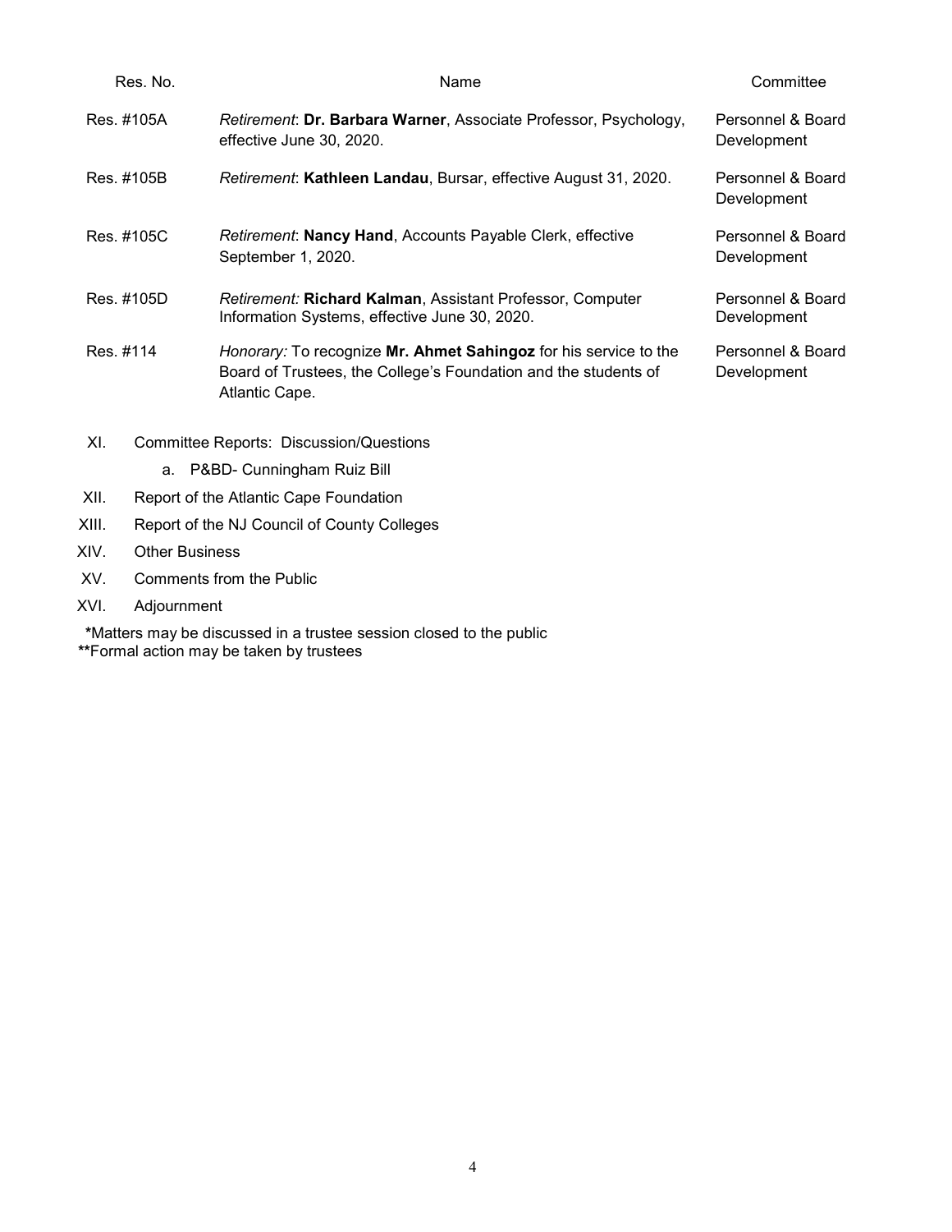| Res. No. | Name | Committee |
|---|---|---|
| Res. #105A | *Retirement*: **Dr. Barbara Warner**, Associate Professor, Psychology, effective June 30, 2020. | Personnel & Board Development |
| Res. #105B | *Retirement*: **Kathleen Landau**, Bursar, effective August 31, 2020. | Personnel & Board Development |
| Res. #105C | *Retirement*: **Nancy Hand**, Accounts Payable Clerk, effective September 1, 2020. | Personnel & Board Development |
| Res. #105D | *Retirement:* **Richard Kalman**, Assistant Professor, Computer Information Systems, effective June 30, 2020. | Personnel & Board Development |
| Res. #114 | *Honorary:* To recognize **Mr. Ahmet Sahingoz** for his service to the Board of Trustees, the College's Foundation and the students of Atlantic Cape. | Personnel & Board Development |

XI. Committee Reports: Discussion/Questions

a. P&BD- Cunningham Ruiz Bill

XII. Report of the Atlantic Cape Foundation

XIII. Report of the NJ Council of County Colleges

XIV. Other Business

XV. Comments from the Public

XVI. Adjournment

**\***Matters may be discussed in a trustee session closed to the public
**\*\***Formal action may be taken by trustees